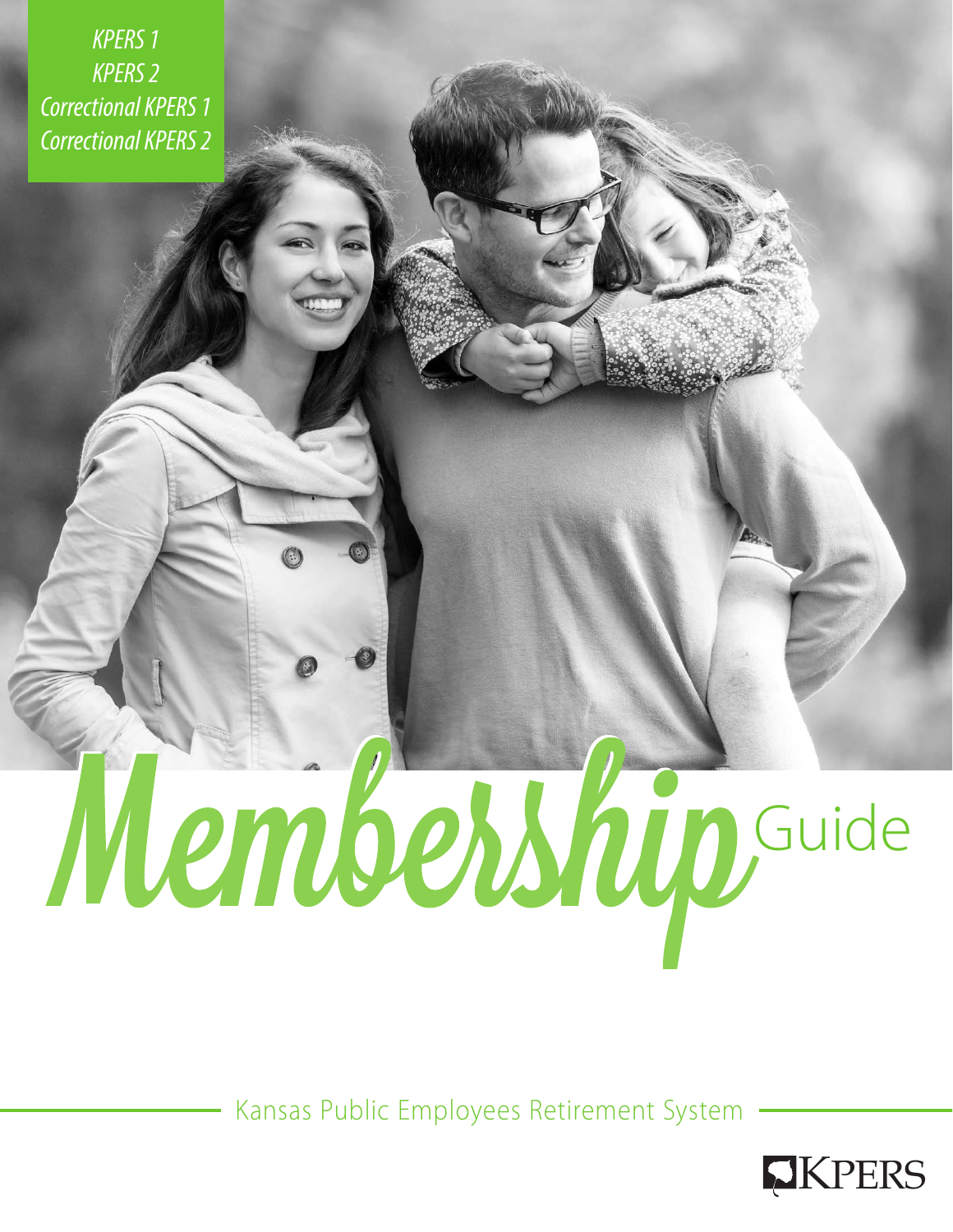*KPERS 1*
*KPERS 2*
*Correctional KPERS 1*
*Correctional KPERS 2*

# Membership Guide

Kansas Public Employees Retirement System

KPERS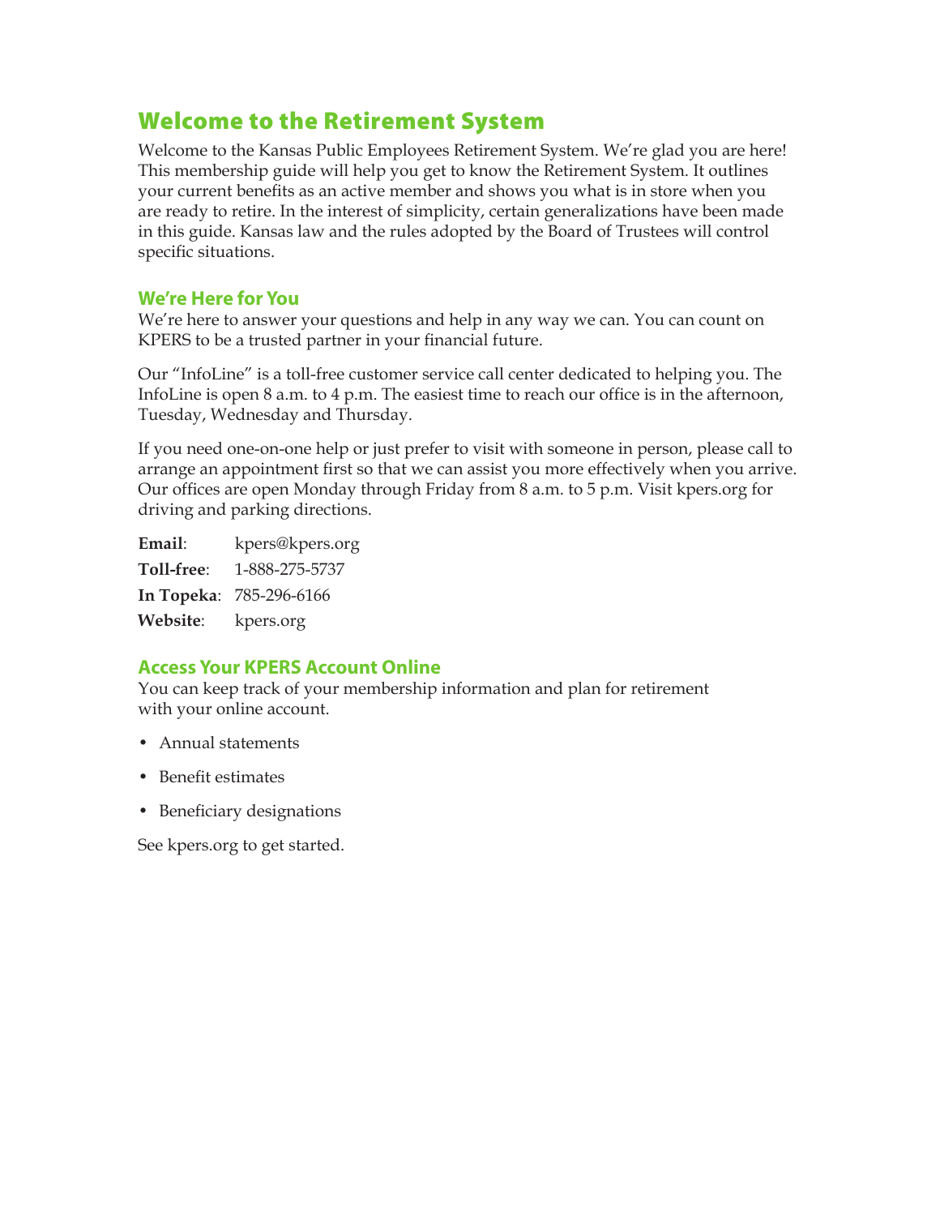# Welcome to the Retirement System

Welcome to the Kansas Public Employees Retirement System. We're glad you are here! This membership guide will help you get to know the Retirement System. It outlines your current benefits as an active member and shows you what is in store when you are ready to retire. In the interest of simplicity, certain generalizations have been made in this guide. Kansas law and the rules adopted by the Board of Trustees will control specific situations.

## We're Here for You

We're here to answer your questions and help in any way we can. You can count on KPERS to be a trusted partner in your financial future.

Our "InfoLine" is a toll-free customer service call center dedicated to helping you. The InfoLine is open 8 a.m. to 4 p.m. The easiest time to reach our office is in the afternoon, Tuesday, Wednesday and Thursday.

If you need one-on-one help or just prefer to visit with someone in person, please call to arrange an appointment first so that we can assist you more effectively when you arrive. Our offices are open Monday through Friday from 8 a.m. to 5 p.m. Visit kpers.org for driving and parking directions.

**Email**: kpers@kpers.org
**Toll-free**: 1-888-275-5737
**In Topeka**: 785-296-6166
**Website**: kpers.org

## Access Your KPERS Account Online

You can keep track of your membership information and plan for retirement with your online account.

- Annual statements
- Benefit estimates
- Beneficiary designations

See kpers.org to get started.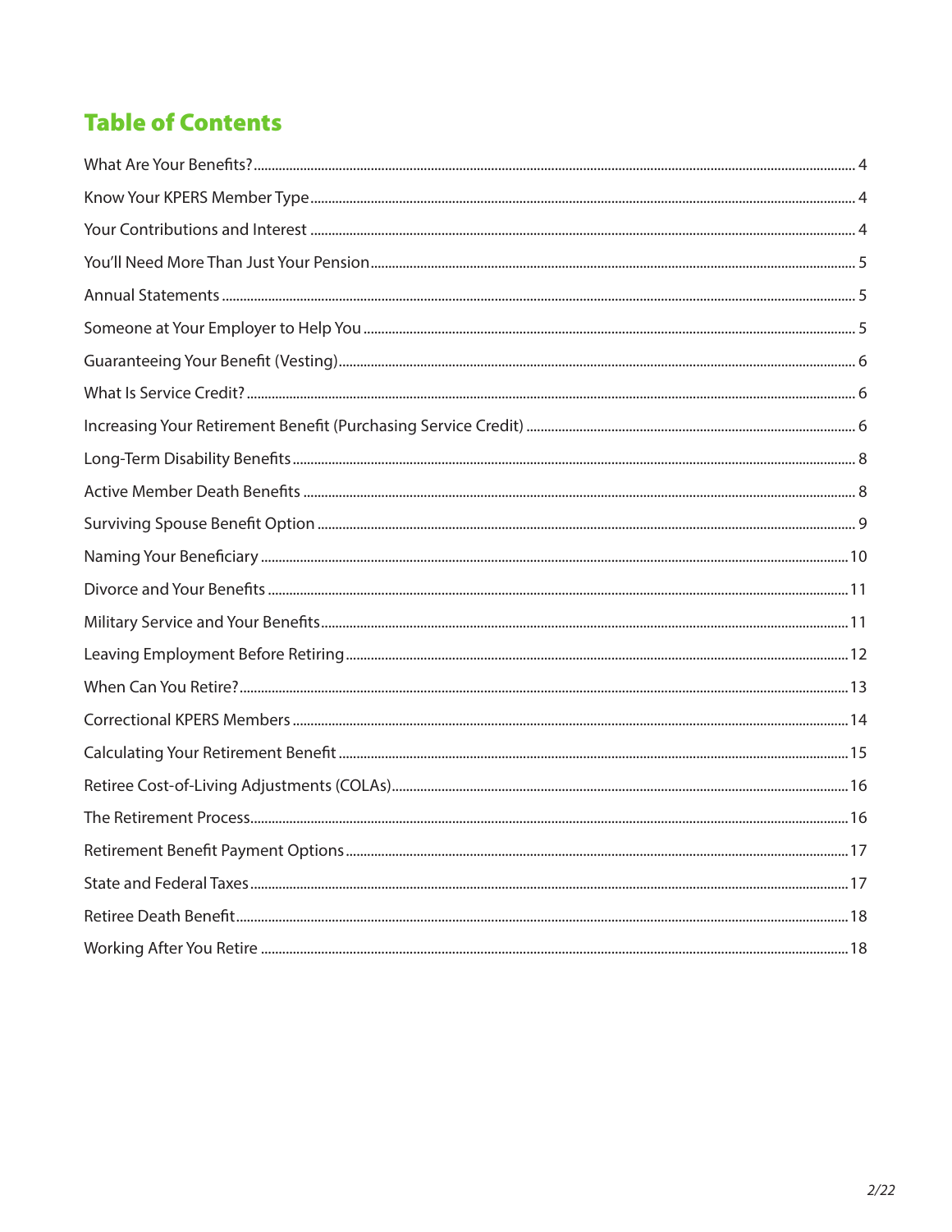## Table of Contents

| | |
|---|---|
| What Are Your Benefits? | 4 |
| Know Your KPERS Member Type | 4 |
| Your Contributions and Interest | 4 |
| You'll Need More Than Just Your Pension | 5 |
| Annual Statements | 5 |
| Someone at Your Employer to Help You | 5 |
| Guaranteeing Your Benefit (Vesting) | 6 |
| What Is Service Credit? | 6 |
| Increasing Your Retirement Benefit (Purchasing Service Credit) | 6 |
| Long-Term Disability Benefits | 8 |
| Active Member Death Benefits | 8 |
| Surviving Spouse Benefit Option | 9 |
| Naming Your Beneficiary | 10 |
| Divorce and Your Benefits | 11 |
| Military Service and Your Benefits | 11 |
| Leaving Employment Before Retiring | 12 |
| When Can You Retire? | 13 |
| Correctional KPERS Members | 14 |
| Calculating Your Retirement Benefit | 15 |
| Retiree Cost-of-Living Adjustments (COLAs) | 16 |
| The Retirement Process | 16 |
| Retirement Benefit Payment Options | 17 |
| State and Federal Taxes | 17 |
| Retiree Death Benefit | 18 |
| Working After You Retire | 18 |

*2/22*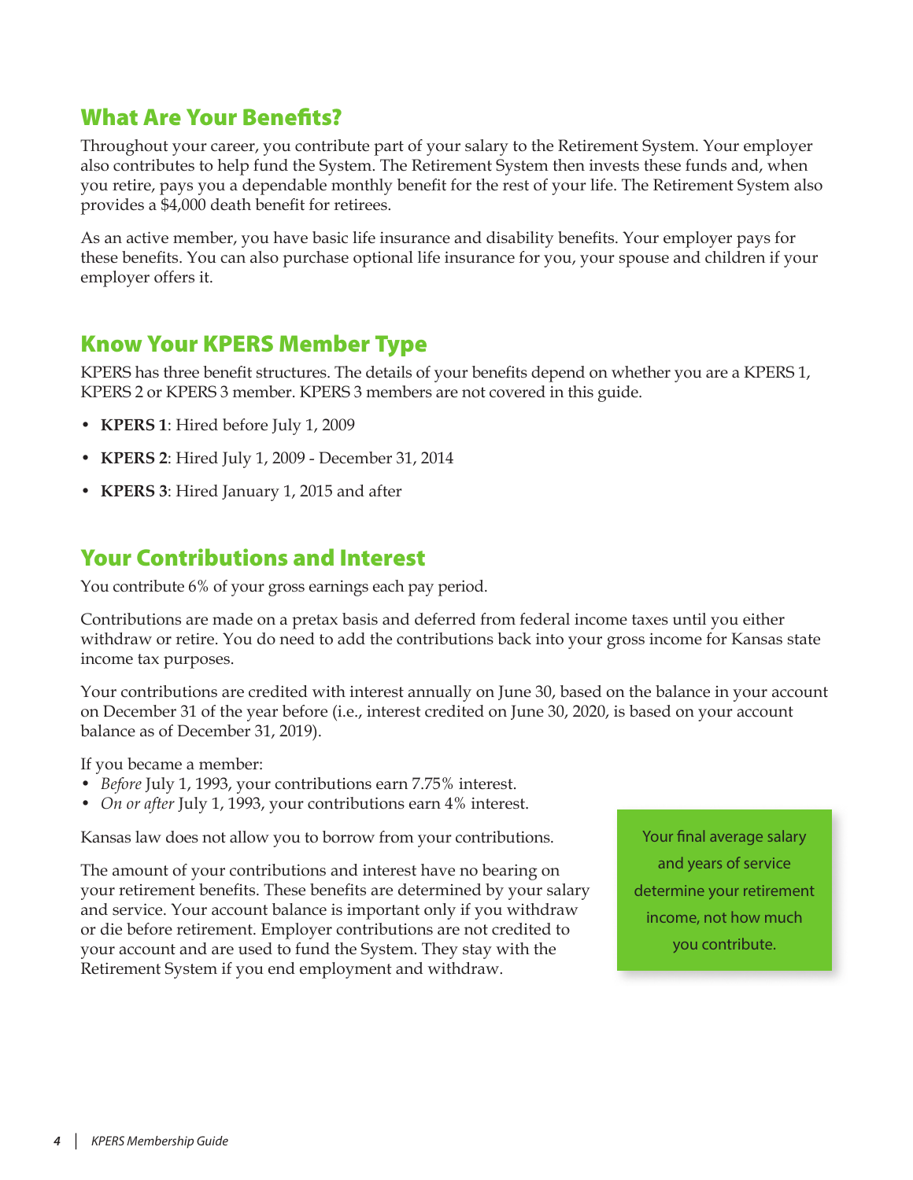## What Are Your Benefits?

Throughout your career, you contribute part of your salary to the Retirement System. Your employer also contributes to help fund the System. The Retirement System then invests these funds and, when you retire, pays you a dependable monthly benefit for the rest of your life. The Retirement System also provides a $4,000 death benefit for retirees.

As an active member, you have basic life insurance and disability benefits. Your employer pays for these benefits. You can also purchase optional life insurance for you, your spouse and children if your employer offers it.

## Know Your KPERS Member Type

KPERS has three benefit structures. The details of your benefits depend on whether you are a KPERS 1, KPERS 2 or KPERS 3 member. KPERS 3 members are not covered in this guide.

- **KPERS 1**: Hired before July 1, 2009
- **KPERS 2**: Hired July 1, 2009 - December 31, 2014
- **KPERS 3**: Hired January 1, 2015 and after

## Your Contributions and Interest

You contribute 6% of your gross earnings each pay period.

Contributions are made on a pretax basis and deferred from federal income taxes until you either withdraw or retire. You do need to add the contributions back into your gross income for Kansas state income tax purposes.

Your contributions are credited with interest annually on June 30, based on the balance in your account on December 31 of the year before (i.e., interest credited on June 30, 2020, is based on your account balance as of December 31, 2019).

If you became a member:
- *Before* July 1, 1993, your contributions earn 7.75% interest.
- *On or after* July 1, 1993, your contributions earn 4% interest.

Kansas law does not allow you to borrow from your contributions.

The amount of your contributions and interest have no bearing on your retirement benefits. These benefits are determined by your salary and service. Your account balance is important only if you withdraw or die before retirement. Employer contributions are not credited to your account and are used to fund the System. They stay with the Retirement System if you end employment and withdraw.

Your final average salary and years of service determine your retirement income, not how much you contribute.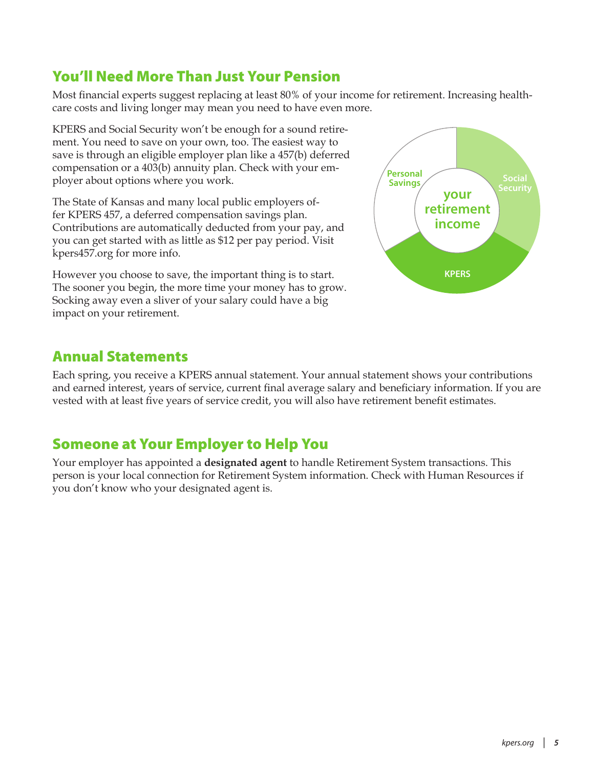## You'll Need More Than Just Your Pension

Most financial experts suggest replacing at least 80% of your income for retirement. Increasing health-care costs and living longer may mean you need to have even more.

KPERS and Social Security won't be enough for a sound retirement. You need to save on your own, too. The easiest way to save is through an eligible employer plan like a 457(b) deferred compensation or a 403(b) annuity plan. Check with your employer about options where you work.

The State of Kansas and many local public employers offer KPERS 457, a deferred compensation savings plan. Contributions are automatically deducted from your pay, and you can get started with as little as $12 per pay period. Visit kpers457.org for more info.

However you choose to save, the important thing is to start. The sooner you begin, the more time your money has to grow. Socking away even a sliver of your salary could have a big impact on your retirement.

Personal Savings

Social Security

KPERS

your retirement income

## Annual Statements

Each spring, you receive a KPERS annual statement. Your annual statement shows your contributions and earned interest, years of service, current final average salary and beneficiary information. If you are vested with at least five years of service credit, you will also have retirement benefit estimates.

## Someone at Your Employer to Help You

Your employer has appointed a **designated agent** to handle Retirement System transactions. This person is your local connection for Retirement System information. Check with Human Resources if you don't know who your designated agent is.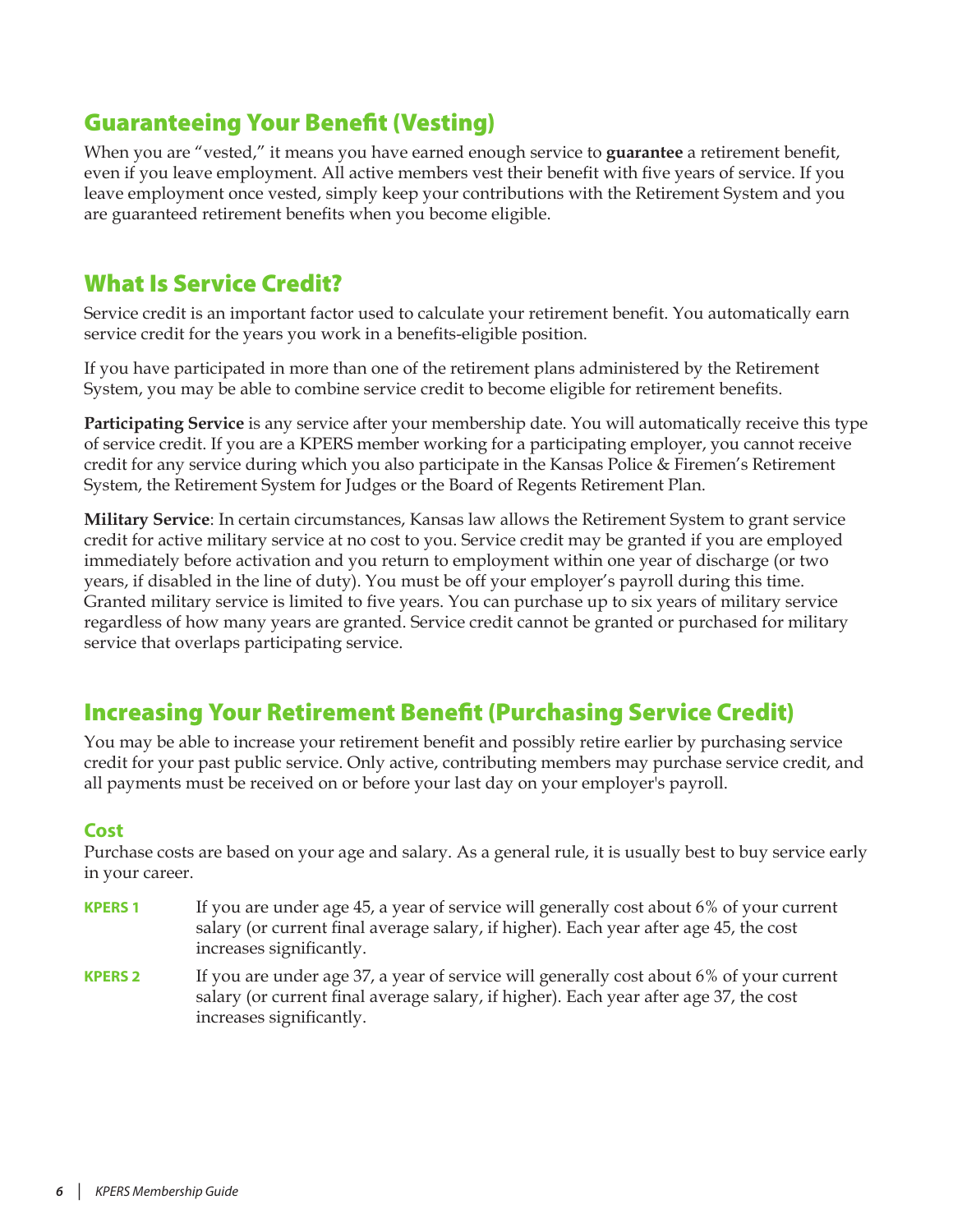## Guaranteeing Your Benefit (Vesting)

When you are "vested," it means you have earned enough service to **guarantee** a retirement benefit, even if you leave employment. All active members vest their benefit with five years of service. If you leave employment once vested, simply keep your contributions with the Retirement System and you are guaranteed retirement benefits when you become eligible.

## What Is Service Credit?

Service credit is an important factor used to calculate your retirement benefit. You automatically earn service credit for the years you work in a benefits-eligible position.

If you have participated in more than one of the retirement plans administered by the Retirement System, you may be able to combine service credit to become eligible for retirement benefits.

**Participating Service** is any service after your membership date. You will automatically receive this type of service credit. If you are a KPERS member working for a participating employer, you cannot receive credit for any service during which you also participate in the Kansas Police & Firemen's Retirement System, the Retirement System for Judges or the Board of Regents Retirement Plan.

**Military Service**: In certain circumstances, Kansas law allows the Retirement System to grant service credit for active military service at no cost to you. Service credit may be granted if you are employed immediately before activation and you return to employment within one year of discharge (or two years, if disabled in the line of duty). You must be off your employer's payroll during this time. Granted military service is limited to five years. You can purchase up to six years of military service regardless of how many years are granted. Service credit cannot be granted or purchased for military service that overlaps participating service.

## Increasing Your Retirement Benefit (Purchasing Service Credit)

You may be able to increase your retirement benefit and possibly retire earlier by purchasing service credit for your past public service. Only active, contributing members may purchase service credit, and all payments must be received on or before your last day on your employer's payroll.

### Cost

Purchase costs are based on your age and salary. As a general rule, it is usually best to buy service early in your career.

**KPERS 1** If you are under age 45, a year of service will generally cost about 6% of your current salary (or current final average salary, if higher). Each year after age 45, the cost increases significantly.

**KPERS 2** If you are under age 37, a year of service will generally cost about 6% of your current salary (or current final average salary, if higher). Each year after age 37, the cost increases significantly.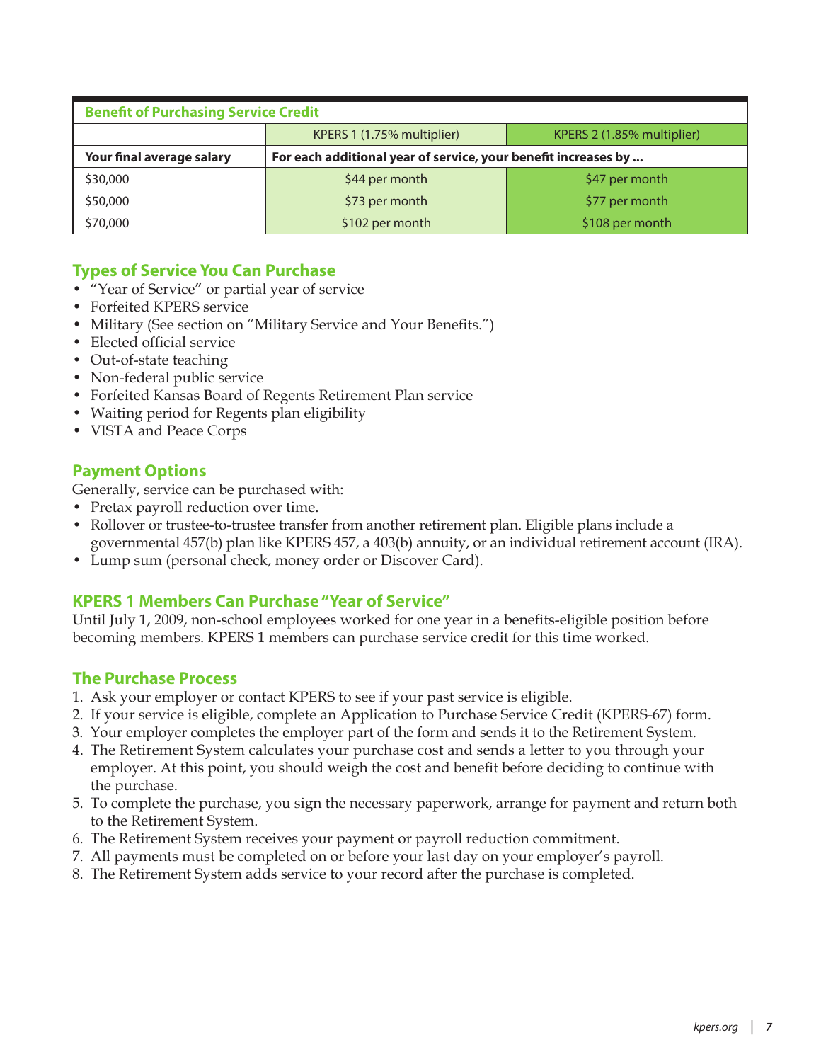| Benefit of Purchasing Service Credit | | |
|---|---|---|
| | KPERS 1 (1.75% multiplier) | KPERS 2 (1.85% multiplier) |
| **Your final average salary** | **For each additional year of service, your benefit increases by ...** | |
| $30,000 | $44 per month | $47 per month |
| $50,000 | $73 per month | $77 per month |
| $70,000 | $102 per month | $108 per month |

## Types of Service You Can Purchase

- "Year of Service" or partial year of service
- Forfeited KPERS service
- Military (See section on "Military Service and Your Benefits.")
- Elected official service
- Out-of-state teaching
- Non-federal public service
- Forfeited Kansas Board of Regents Retirement Plan service
- Waiting period for Regents plan eligibility
- VISTA and Peace Corps

## Payment Options

Generally, service can be purchased with:

- Pretax payroll reduction over time.
- Rollover or trustee-to-trustee transfer from another retirement plan. Eligible plans include a governmental 457(b) plan like KPERS 457, a 403(b) annuity, or an individual retirement account (IRA).
- Lump sum (personal check, money order or Discover Card).

## KPERS 1 Members Can Purchase "Year of Service"

Until July 1, 2009, non-school employees worked for one year in a benefits-eligible position before becoming members. KPERS 1 members can purchase service credit for this time worked.

## The Purchase Process

1. Ask your employer or contact KPERS to see if your past service is eligible.
2. If your service is eligible, complete an Application to Purchase Service Credit (KPERS-67) form.
3. Your employer completes the employer part of the form and sends it to the Retirement System.
4. The Retirement System calculates your purchase cost and sends a letter to you through your employer. At this point, you should weigh the cost and benefit before deciding to continue with the purchase.
5. To complete the purchase, you sign the necessary paperwork, arrange for payment and return both to the Retirement System.
6. The Retirement System receives your payment or payroll reduction commitment.
7. All payments must be completed on or before your last day on your employer's payroll.
8. The Retirement System adds service to your record after the purchase is completed.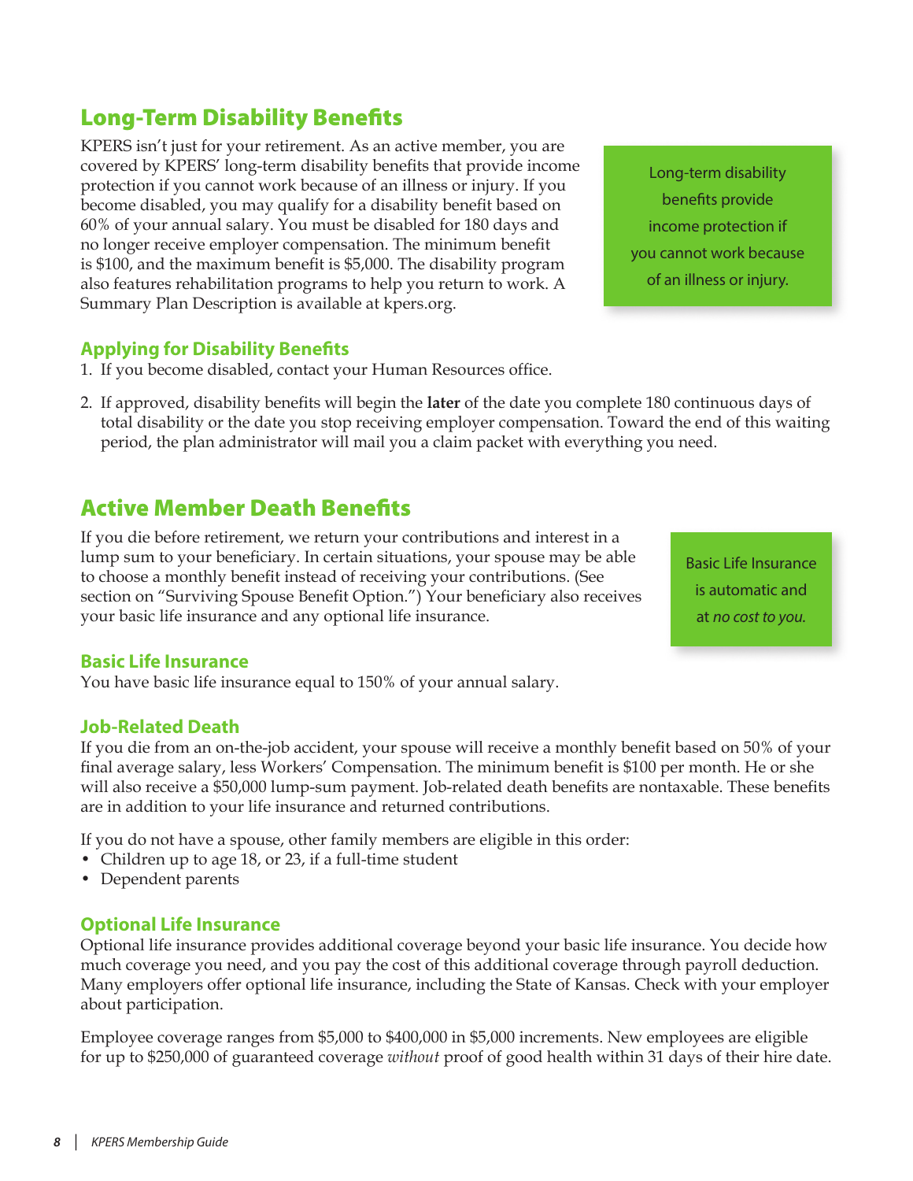## Long-Term Disability Benefits

KPERS isn't just for your retirement. As an active member, you are covered by KPERS' long-term disability benefits that provide income protection if you cannot work because of an illness or injury. If you become disabled, you may qualify for a disability benefit based on 60% of your annual salary. You must be disabled for 180 days and no longer receive employer compensation. The minimum benefit is $100, and the maximum benefit is $5,000. The disability program also features rehabilitation programs to help you return to work. A Summary Plan Description is available at kpers.org.

Long-term disability benefits provide income protection if you cannot work because of an illness or injury.

### Applying for Disability Benefits

1. If you become disabled, contact your Human Resources office.
2. If approved, disability benefits will begin the **later** of the date you complete 180 continuous days of total disability or the date you stop receiving employer compensation. Toward the end of this waiting period, the plan administrator will mail you a claim packet with everything you need.

## Active Member Death Benefits

If you die before retirement, we return your contributions and interest in a lump sum to your beneficiary. In certain situations, your spouse may be able to choose a monthly benefit instead of receiving your contributions. (See section on "Surviving Spouse Benefit Option.") Your beneficiary also receives your basic life insurance and any optional life insurance.

Basic Life Insurance is automatic and at *no cost to you.*

### Basic Life Insurance

You have basic life insurance equal to 150% of your annual salary.

### Job-Related Death

If you die from an on-the-job accident, your spouse will receive a monthly benefit based on 50% of your final average salary, less Workers' Compensation. The minimum benefit is $100 per month. He or she will also receive a $50,000 lump-sum payment. Job-related death benefits are nontaxable. These benefits are in addition to your life insurance and returned contributions.

If you do not have a spouse, other family members are eligible in this order:

- Children up to age 18, or 23, if a full-time student
- Dependent parents

### Optional Life Insurance

Optional life insurance provides additional coverage beyond your basic life insurance. You decide how much coverage you need, and you pay the cost of this additional coverage through payroll deduction. Many employers offer optional life insurance, including the State of Kansas. Check with your employer about participation.

Employee coverage ranges from $5,000 to $400,000 in $5,000 increments. New employees are eligible for up to $250,000 of guaranteed coverage *without* proof of good health within 31 days of their hire date.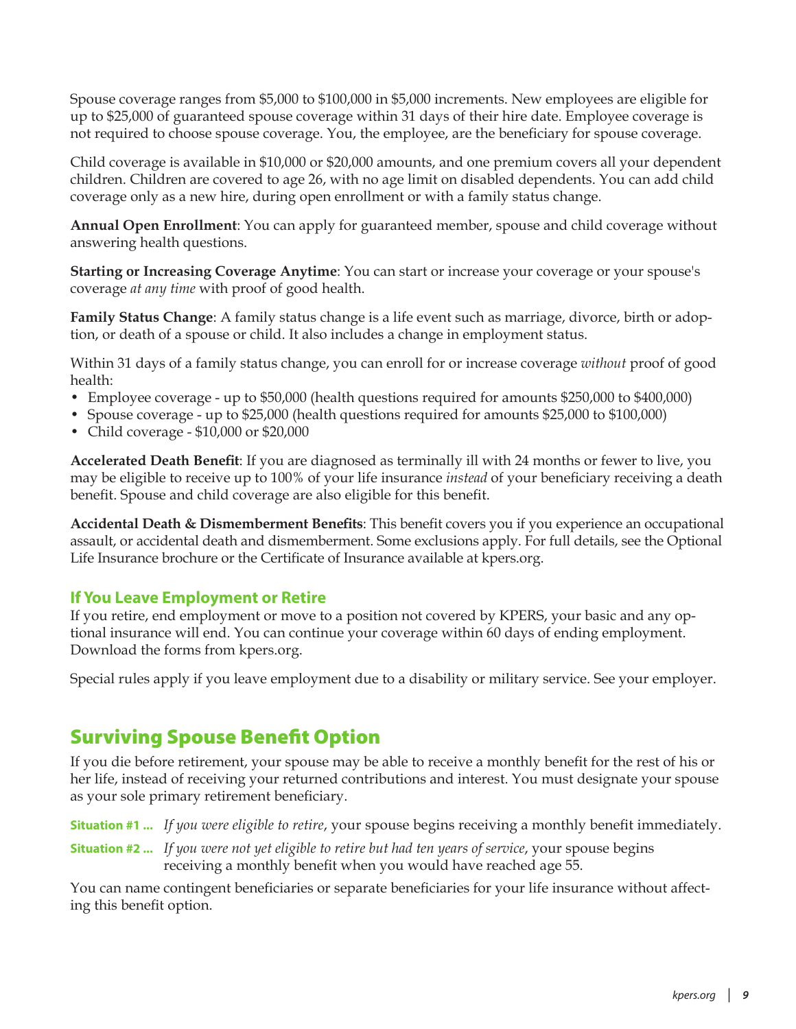Spouse coverage ranges from $5,000 to $100,000 in $5,000 increments. New employees are eligible for up to $25,000 of guaranteed spouse coverage within 31 days of their hire date. Employee coverage is not required to choose spouse coverage. You, the employee, are the beneficiary for spouse coverage.

Child coverage is available in $10,000 or $20,000 amounts, and one premium covers all your dependent children. Children are covered to age 26, with no age limit on disabled dependents. You can add child coverage only as a new hire, during open enrollment or with a family status change.

**Annual Open Enrollment**: You can apply for guaranteed member, spouse and child coverage without answering health questions.

**Starting or Increasing Coverage Anytime**: You can start or increase your coverage or your spouse's coverage *at any time* with proof of good health.

**Family Status Change**: A family status change is a life event such as marriage, divorce, birth or adoption, or death of a spouse or child. It also includes a change in employment status.

Within 31 days of a family status change, you can enroll for or increase coverage *without* proof of good health:

- Employee coverage - up to $50,000 (health questions required for amounts $250,000 to $400,000)
- Spouse coverage - up to $25,000 (health questions required for amounts $25,000 to $100,000)
- Child coverage - $10,000 or $20,000

**Accelerated Death Benefit**: If you are diagnosed as terminally ill with 24 months or fewer to live, you may be eligible to receive up to 100% of your life insurance *instead* of your beneficiary receiving a death benefit. Spouse and child coverage are also eligible for this benefit.

**Accidental Death & Dismemberment Benefits**: This benefit covers you if you experience an occupational assault, or accidental death and dismemberment. Some exclusions apply. For full details, see the Optional Life Insurance brochure or the Certificate of Insurance available at kpers.org.

### If You Leave Employment or Retire

If you retire, end employment or move to a position not covered by KPERS, your basic and any optional insurance will end. You can continue your coverage within 60 days of ending employment. Download the forms from kpers.org.

Special rules apply if you leave employment due to a disability or military service. See your employer.

## Surviving Spouse Benefit Option

If you die before retirement, your spouse may be able to receive a monthly benefit for the rest of his or her life, instead of receiving your returned contributions and interest. You must designate your spouse as your sole primary retirement beneficiary.

**Situation #1 ...** *If you were eligible to retire*, your spouse begins receiving a monthly benefit immediately.

**Situation #2 ...** *If you were not yet eligible to retire but had ten years of service*, your spouse begins receiving a monthly benefit when you would have reached age 55.

You can name contingent beneficiaries or separate beneficiaries for your life insurance without affecting this benefit option.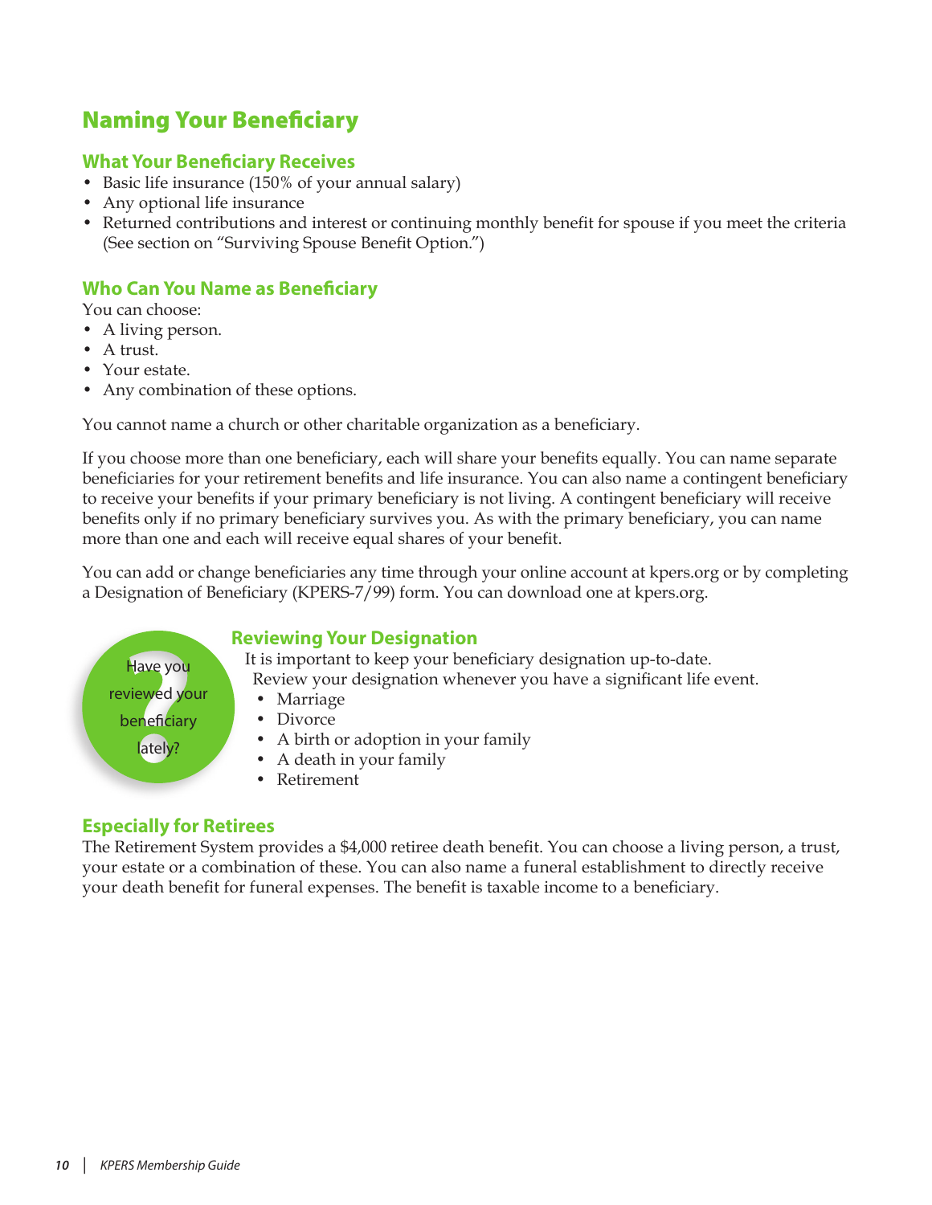# Naming Your Beneficiary

## What Your Beneficiary Receives

- Basic life insurance (150% of your annual salary)
- Any optional life insurance
- Returned contributions and interest or continuing monthly benefit for spouse if you meet the criteria (See section on "Surviving Spouse Benefit Option.")

## Who Can You Name as Beneficiary

You can choose:

- A living person.
- A trust.
- Your estate.
- Any combination of these options.

You cannot name a church or other charitable organization as a beneficiary.

If you choose more than one beneficiary, each will share your benefits equally. You can name separate beneficiaries for your retirement benefits and life insurance. You can also name a contingent beneficiary to receive your benefits if your primary beneficiary is not living. A contingent beneficiary will receive benefits only if no primary beneficiary survives you. As with the primary beneficiary, you can name more than one and each will receive equal shares of your benefit.

You can add or change beneficiaries any time through your online account at kpers.org or by completing a Designation of Beneficiary (KPERS-7/99) form. You can download one at kpers.org.

Have you reviewed your beneficiary lately?

## Reviewing Your Designation

It is important to keep your beneficiary designation up-to-date. Review your designation whenever you have a significant life event.

- Marriage
- Divorce
- A birth or adoption in your family
- A death in your family
- Retirement

## Especially for Retirees

The Retirement System provides a $4,000 retiree death benefit. You can choose a living person, a trust, your estate or a combination of these. You can also name a funeral establishment to directly receive your death benefit for funeral expenses. The benefit is taxable income to a beneficiary.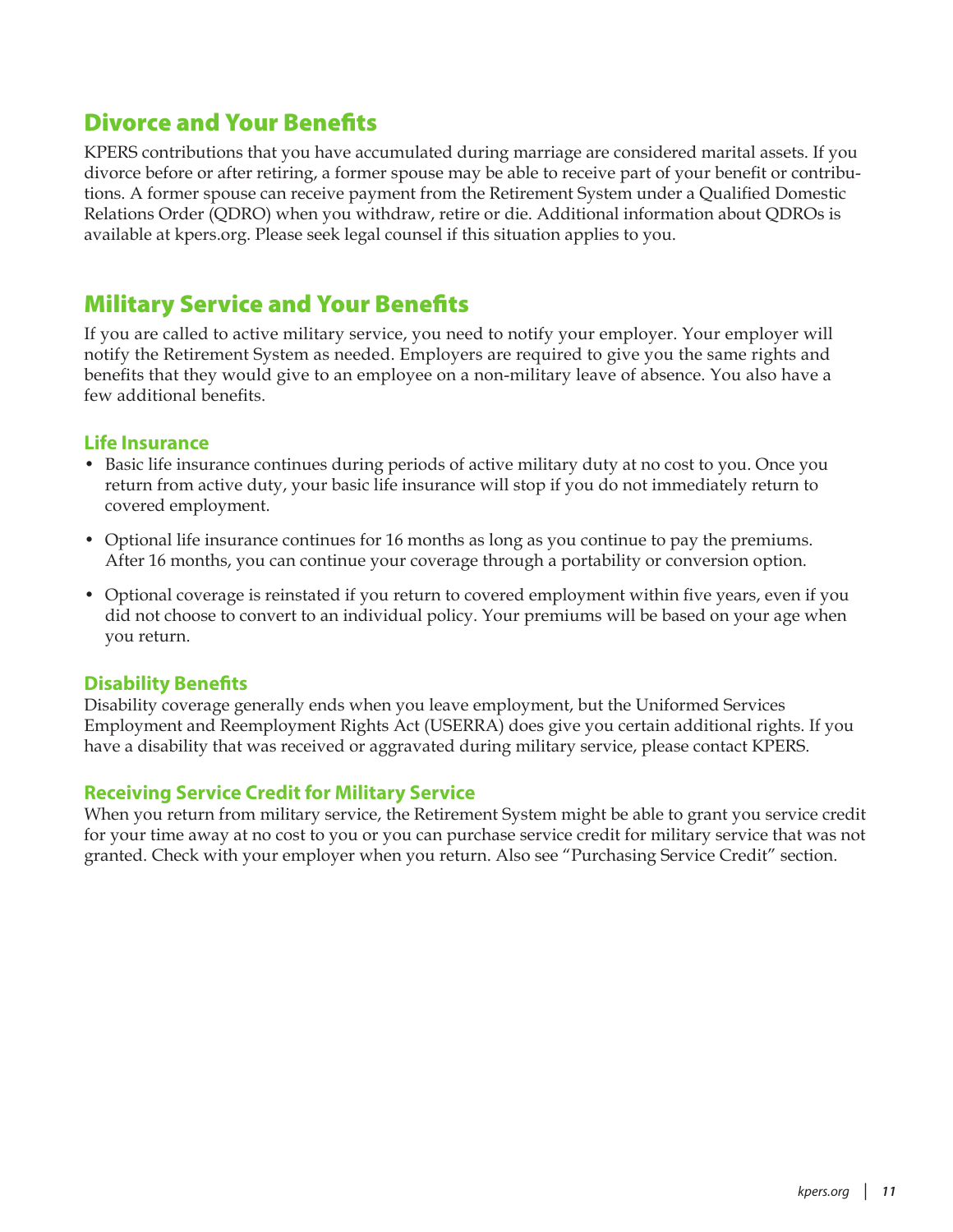## Divorce and Your Benefits

KPERS contributions that you have accumulated during marriage are considered marital assets. If you divorce before or after retiring, a former spouse may be able to receive part of your benefit or contributions. A former spouse can receive payment from the Retirement System under a Qualified Domestic Relations Order (QDRO) when you withdraw, retire or die. Additional information about QDROs is available at kpers.org. Please seek legal counsel if this situation applies to you.

## Military Service and Your Benefits

If you are called to active military service, you need to notify your employer. Your employer will notify the Retirement System as needed. Employers are required to give you the same rights and benefits that they would give to an employee on a non-military leave of absence. You also have a few additional benefits.

### Life Insurance

- Basic life insurance continues during periods of active military duty at no cost to you. Once you return from active duty, your basic life insurance will stop if you do not immediately return to covered employment.
- Optional life insurance continues for 16 months as long as you continue to pay the premiums. After 16 months, you can continue your coverage through a portability or conversion option.
- Optional coverage is reinstated if you return to covered employment within five years, even if you did not choose to convert to an individual policy. Your premiums will be based on your age when you return.

### Disability Benefits

Disability coverage generally ends when you leave employment, but the Uniformed Services Employment and Reemployment Rights Act (USERRA) does give you certain additional rights. If you have a disability that was received or aggravated during military service, please contact KPERS.

### Receiving Service Credit for Military Service

When you return from military service, the Retirement System might be able to grant you service credit for your time away at no cost to you or you can purchase service credit for military service that was not granted. Check with your employer when you return. Also see "Purchasing Service Credit" section.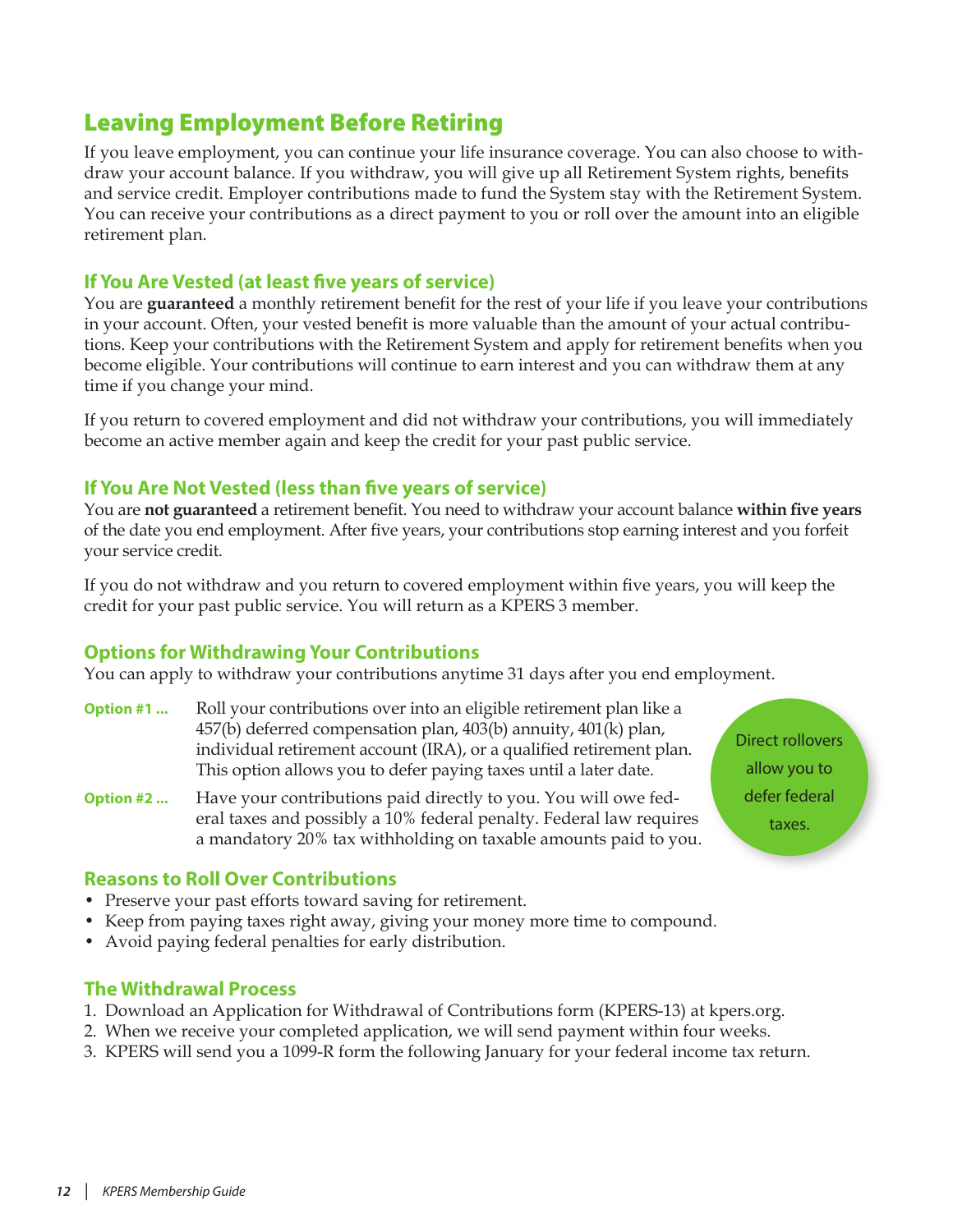# Leaving Employment Before Retiring

If you leave employment, you can continue your life insurance coverage. You can also choose to withdraw your account balance. If you withdraw, you will give up all Retirement System rights, benefits and service credit. Employer contributions made to fund the System stay with the Retirement System. You can receive your contributions as a direct payment to you or roll over the amount into an eligible retirement plan.

## If You Are Vested (at least five years of service)

You are **guaranteed** a monthly retirement benefit for the rest of your life if you leave your contributions in your account. Often, your vested benefit is more valuable than the amount of your actual contributions. Keep your contributions with the Retirement System and apply for retirement benefits when you become eligible. Your contributions will continue to earn interest and you can withdraw them at any time if you change your mind.

If you return to covered employment and did not withdraw your contributions, you will immediately become an active member again and keep the credit for your past public service.

## If You Are Not Vested (less than five years of service)

You are **not guaranteed** a retirement benefit. You need to withdraw your account balance **within five years** of the date you end employment. After five years, your contributions stop earning interest and you forfeit your service credit.

If you do not withdraw and you return to covered employment within five years, you will keep the credit for your past public service. You will return as a KPERS 3 member.

## Options for Withdrawing Your Contributions

You can apply to withdraw your contributions anytime 31 days after you end employment.

**Option #1 ...** Roll your contributions over into an eligible retirement plan like a 457(b) deferred compensation plan, 403(b) annuity, 401(k) plan, individual retirement account (IRA), or a qualified retirement plan. This option allows you to defer paying taxes until a later date.

**Option #2 ...** Have your contributions paid directly to you. You will owe federal taxes and possibly a 10% federal penalty. Federal law requires a mandatory 20% tax withholding on taxable amounts paid to you.

Direct rollovers allow you to defer federal taxes.

## Reasons to Roll Over Contributions

- Preserve your past efforts toward saving for retirement.
- Keep from paying taxes right away, giving your money more time to compound.
- Avoid paying federal penalties for early distribution.

## The Withdrawal Process

1. Download an Application for Withdrawal of Contributions form (KPERS-13) at kpers.org.
2. When we receive your completed application, we will send payment within four weeks.
3. KPERS will send you a 1099-R form the following January for your federal income tax return.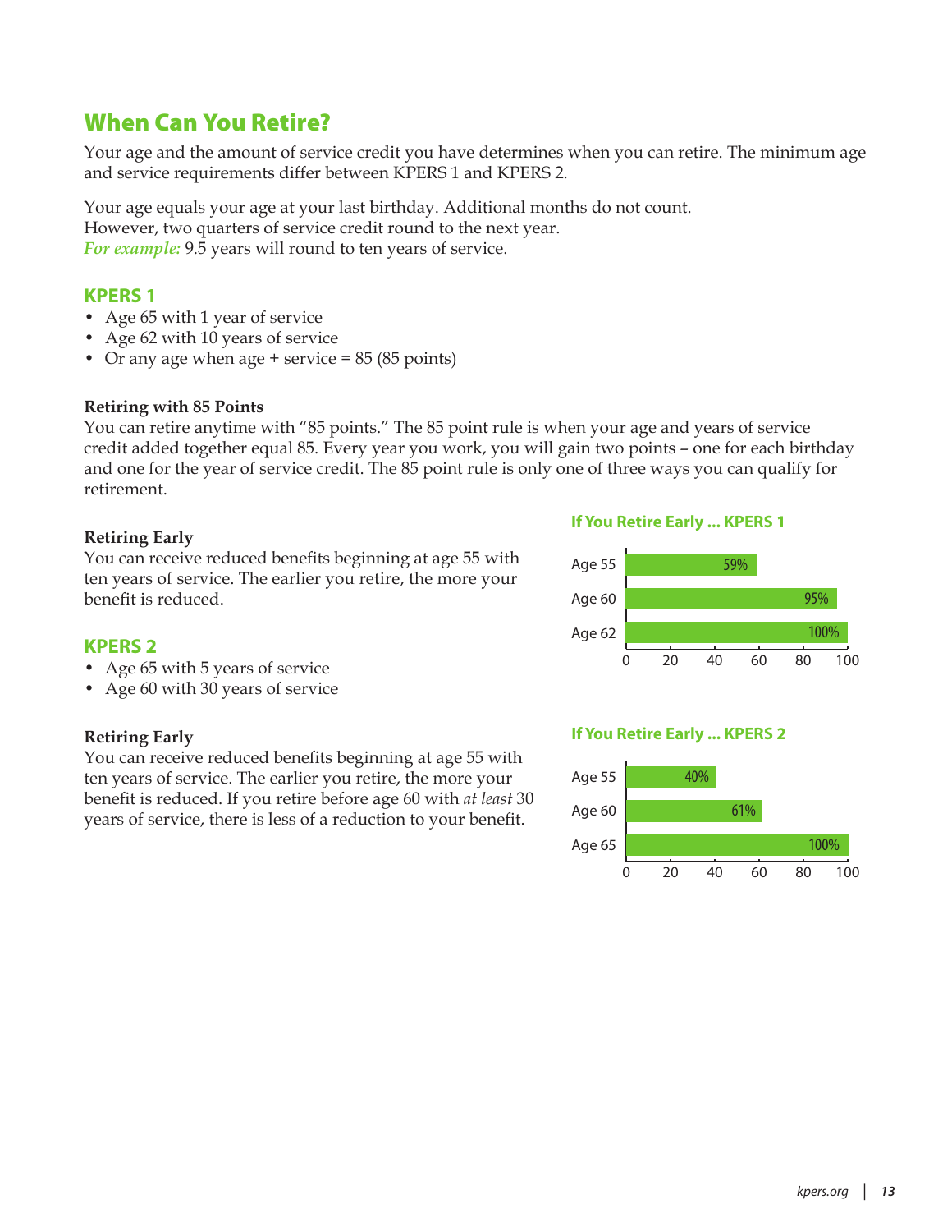# When Can You Retire?

Your age and the amount of service credit you have determines when you can retire. The minimum age and service requirements differ between KPERS 1 and KPERS 2.

Your age equals your age at your last birthday. Additional months do not count. However, two quarters of service credit round to the next year.
*For example:* 9.5 years will round to ten years of service.

## KPERS 1

- Age 65 with 1 year of service
- Age 62 with 10 years of service
- Or any age when age + service = 85 (85 points)

**Retiring with 85 Points**
You can retire anytime with "85 points." The 85 point rule is when your age and years of service credit added together equal 85. Every year you work, you will gain two points – one for each birthday and one for the year of service credit. The 85 point rule is only one of three ways you can qualify for retirement.

**Retiring Early**
You can receive reduced benefits beginning at age 55 with ten years of service. The earlier you retire, the more your benefit is reduced.

### If You Retire Early ... KPERS 1

| Age | Benefit |
|---|---|
| Age 55 | 59% |
| Age 60 | 95% |
| Age 62 | 100% |

## KPERS 2

- Age 65 with 5 years of service
- Age 60 with 30 years of service

**Retiring Early**
You can receive reduced benefits beginning at age 55 with ten years of service. The earlier you retire, the more your benefit is reduced. If you retire before age 60 with *at least* 30 years of service, there is less of a reduction to your benefit.

### If You Retire Early ... KPERS 2

| Age | Benefit |
|---|---|
| Age 55 | 40% |
| Age 60 | 61% |
| Age 65 | 100% |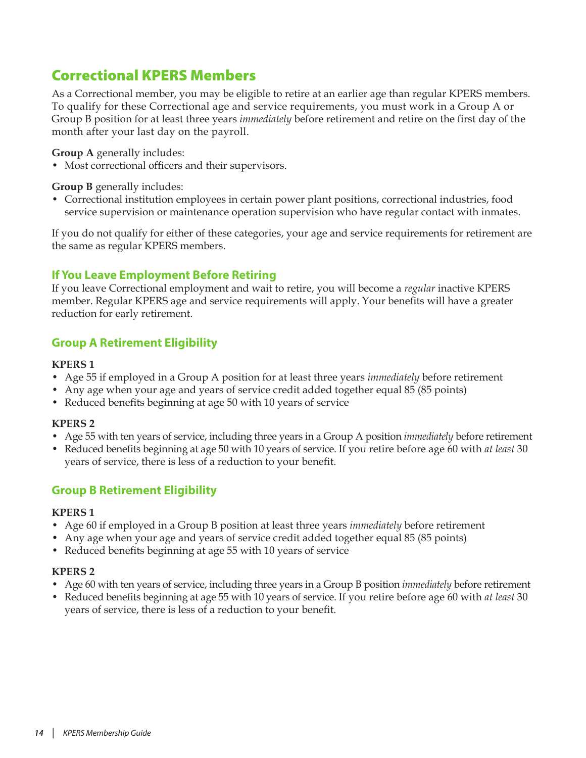## Correctional KPERS Members

As a Correctional member, you may be eligible to retire at an earlier age than regular KPERS members. To qualify for these Correctional age and service requirements, you must work in a Group A or Group B position for at least three years *immediately* before retirement and retire on the first day of the month after your last day on the payroll.

**Group A** generally includes:

- Most correctional officers and their supervisors.

**Group B** generally includes:

- Correctional institution employees in certain power plant positions, correctional industries, food service supervision or maintenance operation supervision who have regular contact with inmates.

If you do not qualify for either of these categories, your age and service requirements for retirement are the same as regular KPERS members.

### If You Leave Employment Before Retiring

If you leave Correctional employment and wait to retire, you will become a *regular* inactive KPERS member. Regular KPERS age and service requirements will apply. Your benefits will have a greater reduction for early retirement.

### Group A Retirement Eligibility

**KPERS 1**

- Age 55 if employed in a Group A position for at least three years *immediately* before retirement
- Any age when your age and years of service credit added together equal 85 (85 points)
- Reduced benefits beginning at age 50 with 10 years of service

**KPERS 2**

- Age 55 with ten years of service, including three years in a Group A position *immediately* before retirement
- Reduced benefits beginning at age 50 with 10 years of service. If you retire before age 60 with *at least* 30 years of service, there is less of a reduction to your benefit.

### Group B Retirement Eligibility

**KPERS 1**

- Age 60 if employed in a Group B position at least three years *immediately* before retirement
- Any age when your age and years of service credit added together equal 85 (85 points)
- Reduced benefits beginning at age 55 with 10 years of service

**KPERS 2**

- Age 60 with ten years of service, including three years in a Group B position *immediately* before retirement
- Reduced benefits beginning at age 55 with 10 years of service. If you retire before age 60 with *at least* 30 years of service, there is less of a reduction to your benefit.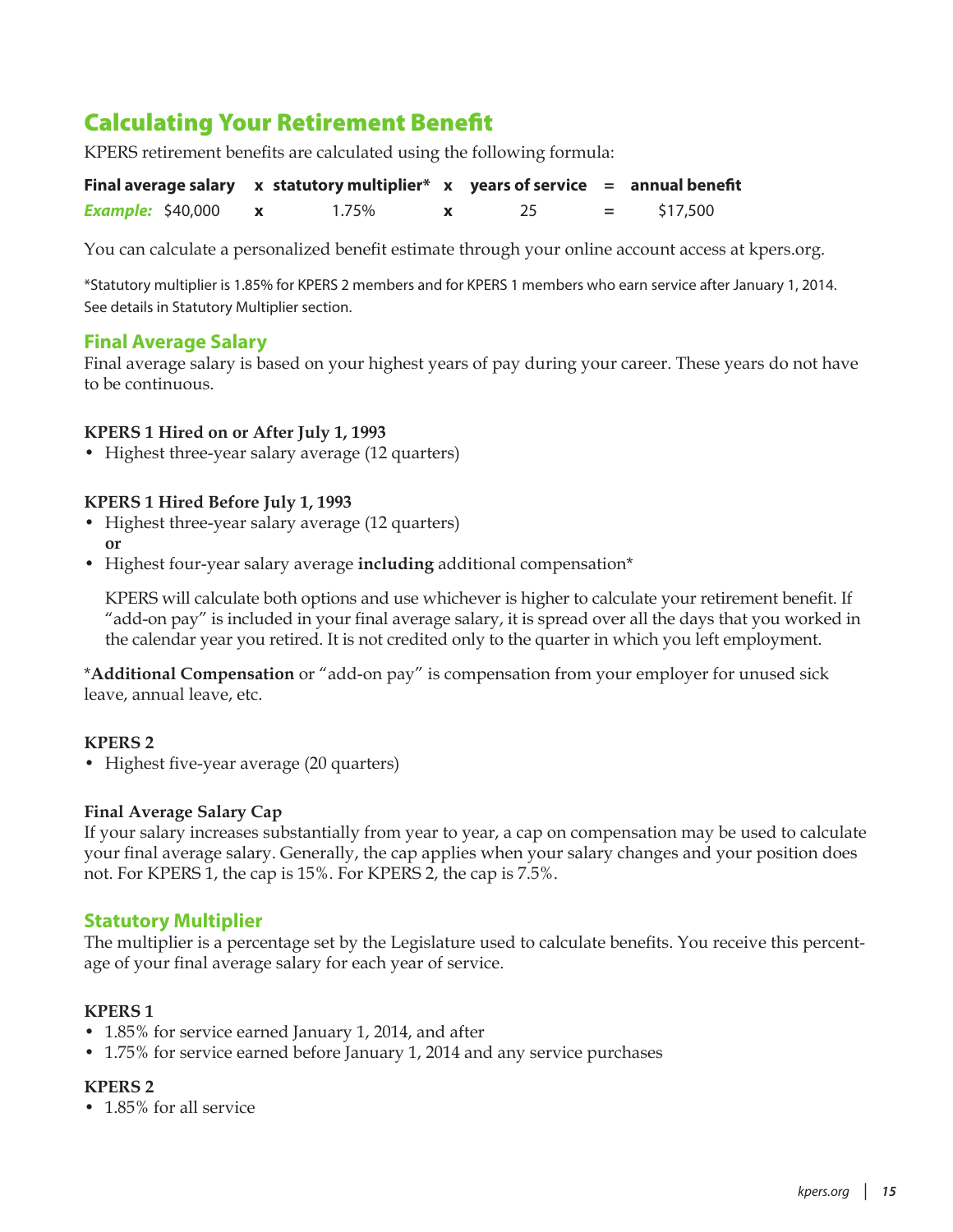# Calculating Your Retirement Benefit

KPERS retirement benefits are calculated using the following formula:

| Final average salary | x | statutory multiplier* | x | years of service | = | annual benefit |
|---|---|---|---|---|---|---|
| ***Example:*** $40,000 | x | 1.75% | x | 25 | = | $17,500 |

You can calculate a personalized benefit estimate through your online account access at kpers.org.

*Statutory multiplier is 1.85% for KPERS 2 members and for KPERS 1 members who earn service after January 1, 2014. See details in Statutory Multiplier section.

## Final Average Salary

Final average salary is based on your highest years of pay during your career. These years do not have to be continuous.

**KPERS 1 Hired on or After July 1, 1993**

- Highest three-year salary average (12 quarters)

**KPERS 1 Hired Before July 1, 1993**

- Highest three-year salary average (12 quarters)
  **or**
- Highest four-year salary average **including** additional compensation*

  KPERS will calculate both options and use whichever is higher to calculate your retirement benefit. If "add-on pay" is included in your final average salary, it is spread over all the days that you worked in the calendar year you retired. It is not credited only to the quarter in which you left employment.

***Additional Compensation** or "add-on pay" is compensation from your employer for unused sick leave, annual leave, etc.

**KPERS 2**

- Highest five-year average (20 quarters)

**Final Average Salary Cap**

If your salary increases substantially from year to year, a cap on compensation may be used to calculate your final average salary. Generally, the cap applies when your salary changes and your position does not. For KPERS 1, the cap is 15%. For KPERS 2, the cap is 7.5%.

## Statutory Multiplier

The multiplier is a percentage set by the Legislature used to calculate benefits. You receive this percentage of your final average salary for each year of service.

**KPERS 1**

- 1.85% for service earned January 1, 2014, and after
- 1.75% for service earned before January 1, 2014 and any service purchases

**KPERS 2**

- 1.85% for all service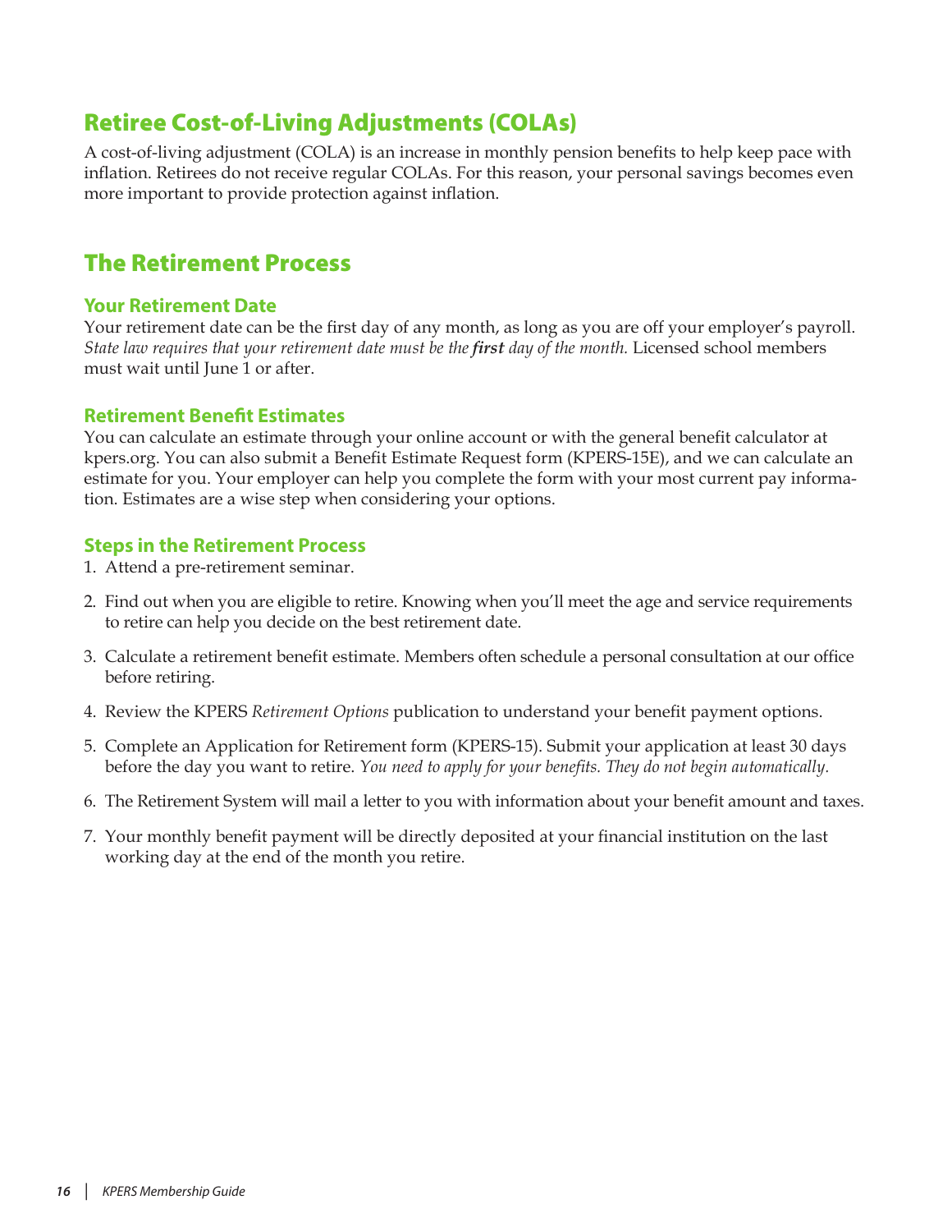## Retiree Cost-of-Living Adjustments (COLAs)

A cost-of-living adjustment (COLA) is an increase in monthly pension benefits to help keep pace with inflation. Retirees do not receive regular COLAs. For this reason, your personal savings becomes even more important to provide protection against inflation.

## The Retirement Process

### Your Retirement Date

Your retirement date can be the first day of any month, as long as you are off your employer's payroll. *State law requires that your retirement date must be the **first** day of the month.* Licensed school members must wait until June 1 or after.

### Retirement Benefit Estimates

You can calculate an estimate through your online account or with the general benefit calculator at kpers.org. You can also submit a Benefit Estimate Request form (KPERS-15E), and we can calculate an estimate for you. Your employer can help you complete the form with your most current pay information. Estimates are a wise step when considering your options.

### Steps in the Retirement Process

1. Attend a pre-retirement seminar.
2. Find out when you are eligible to retire. Knowing when you'll meet the age and service requirements to retire can help you decide on the best retirement date.
3. Calculate a retirement benefit estimate. Members often schedule a personal consultation at our office before retiring.
4. Review the KPERS *Retirement Options* publication to understand your benefit payment options.
5. Complete an Application for Retirement form (KPERS-15). Submit your application at least 30 days before the day you want to retire. *You need to apply for your benefits. They do not begin automatically.*
6. The Retirement System will mail a letter to you with information about your benefit amount and taxes.
7. Your monthly benefit payment will be directly deposited at your financial institution on the last working day at the end of the month you retire.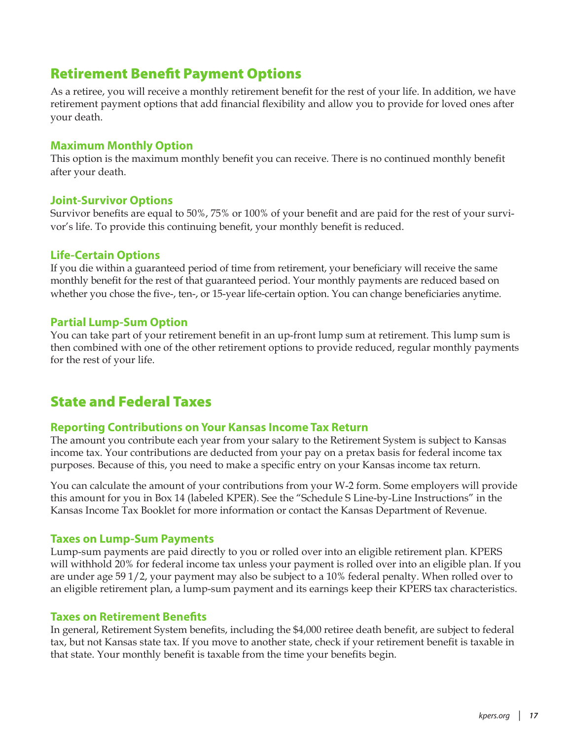## Retirement Benefit Payment Options

As a retiree, you will receive a monthly retirement benefit for the rest of your life. In addition, we have retirement payment options that add financial flexibility and allow you to provide for loved ones after your death.

### Maximum Monthly Option

This option is the maximum monthly benefit you can receive. There is no continued monthly benefit after your death.

### Joint-Survivor Options

Survivor benefits are equal to 50%, 75% or 100% of your benefit and are paid for the rest of your survivor's life. To provide this continuing benefit, your monthly benefit is reduced.

### Life-Certain Options

If you die within a guaranteed period of time from retirement, your beneficiary will receive the same monthly benefit for the rest of that guaranteed period. Your monthly payments are reduced based on whether you chose the five-, ten-, or 15-year life-certain option. You can change beneficiaries anytime.

### Partial Lump-Sum Option

You can take part of your retirement benefit in an up-front lump sum at retirement. This lump sum is then combined with one of the other retirement options to provide reduced, regular monthly payments for the rest of your life.

## State and Federal Taxes

### Reporting Contributions on Your Kansas Income Tax Return

The amount you contribute each year from your salary to the Retirement System is subject to Kansas income tax. Your contributions are deducted from your pay on a pretax basis for federal income tax purposes. Because of this, you need to make a specific entry on your Kansas income tax return.

You can calculate the amount of your contributions from your W-2 form. Some employers will provide this amount for you in Box 14 (labeled KPER). See the "Schedule S Line-by-Line Instructions" in the Kansas Income Tax Booklet for more information or contact the Kansas Department of Revenue.

### Taxes on Lump-Sum Payments

Lump-sum payments are paid directly to you or rolled over into an eligible retirement plan. KPERS will withhold 20% for federal income tax unless your payment is rolled over into an eligible plan. If you are under age 59 1/2, your payment may also be subject to a 10% federal penalty. When rolled over to an eligible retirement plan, a lump-sum payment and its earnings keep their KPERS tax characteristics.

### Taxes on Retirement Benefits

In general, Retirement System benefits, including the $4,000 retiree death benefit, are subject to federal tax, but not Kansas state tax. If you move to another state, check if your retirement benefit is taxable in that state. Your monthly benefit is taxable from the time your benefits begin.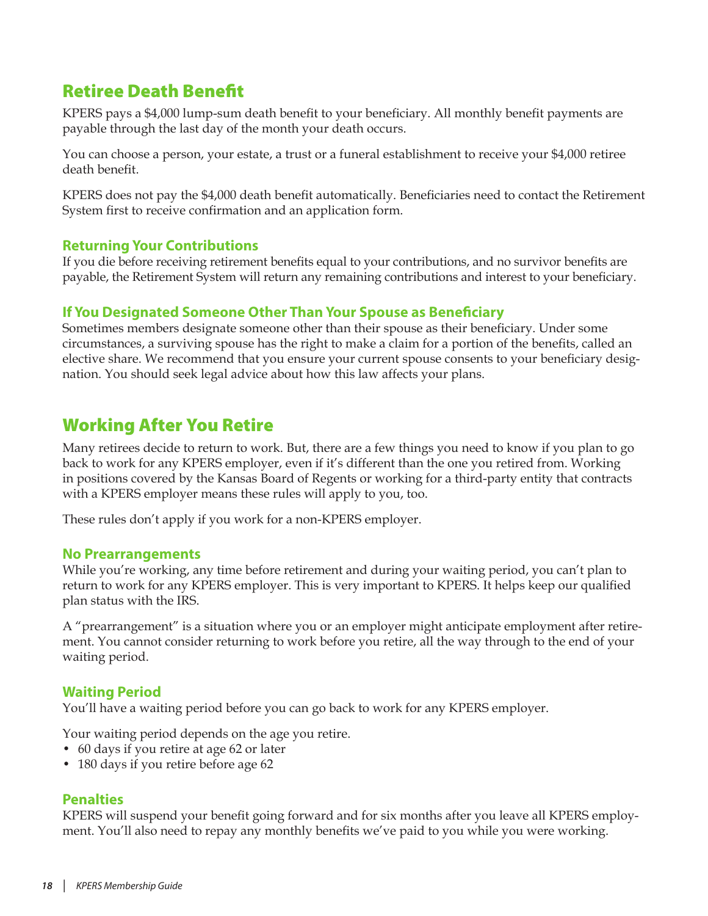## Retiree Death Benefit

KPERS pays a $4,000 lump-sum death benefit to your beneficiary. All monthly benefit payments are payable through the last day of the month your death occurs.

You can choose a person, your estate, a trust or a funeral establishment to receive your $4,000 retiree death benefit.

KPERS does not pay the $4,000 death benefit automatically. Beneficiaries need to contact the Retirement System first to receive confirmation and an application form.

### Returning Your Contributions

If you die before receiving retirement benefits equal to your contributions, and no survivor benefits are payable, the Retirement System will return any remaining contributions and interest to your beneficiary.

### If You Designated Someone Other Than Your Spouse as Beneficiary

Sometimes members designate someone other than their spouse as their beneficiary. Under some circumstances, a surviving spouse has the right to make a claim for a portion of the benefits, called an elective share. We recommend that you ensure your current spouse consents to your beneficiary designation. You should seek legal advice about how this law affects your plans.

## Working After You Retire

Many retirees decide to return to work. But, there are a few things you need to know if you plan to go back to work for any KPERS employer, even if it's different than the one you retired from. Working in positions covered by the Kansas Board of Regents or working for a third-party entity that contracts with a KPERS employer means these rules will apply to you, too.

These rules don't apply if you work for a non-KPERS employer.

### No Prearrangements

While you're working, any time before retirement and during your waiting period, you can't plan to return to work for any KPERS employer. This is very important to KPERS. It helps keep our qualified plan status with the IRS.

A "prearrangement" is a situation where you or an employer might anticipate employment after retirement. You cannot consider returning to work before you retire, all the way through to the end of your waiting period.

### Waiting Period

You'll have a waiting period before you can go back to work for any KPERS employer.

Your waiting period depends on the age you retire.

- 60 days if you retire at age 62 or later
- 180 days if you retire before age 62

### Penalties

KPERS will suspend your benefit going forward and for six months after you leave all KPERS employment. You'll also need to repay any monthly benefits we've paid to you while you were working.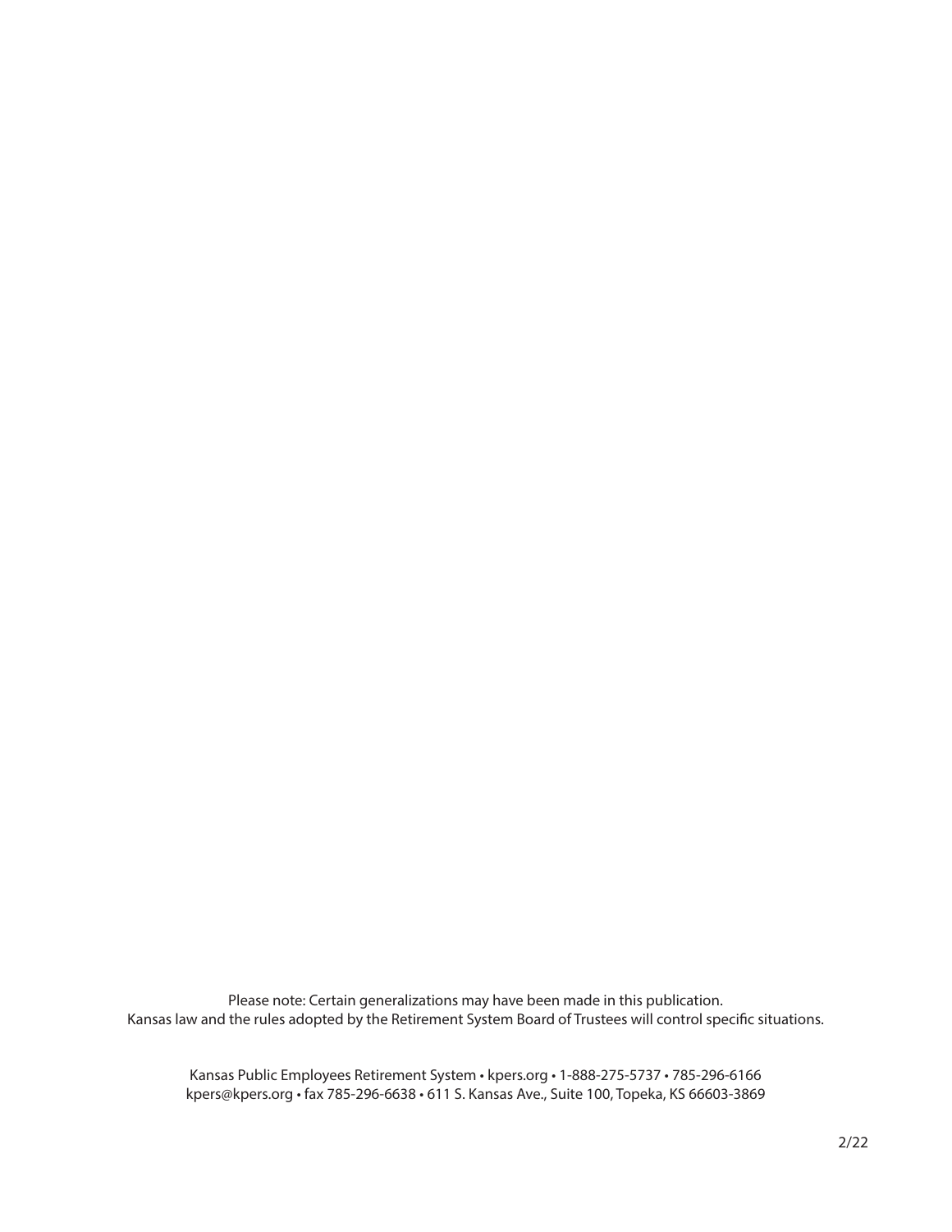Please note: Certain generalizations may have been made in this publication.
Kansas law and the rules adopted by the Retirement System Board of Trustees will control specific situations.

Kansas Public Employees Retirement System • kpers.org • 1-888-275-5737 • 785-296-6166
kpers@kpers.org • fax 785-296-6638 • 611 S. Kansas Ave., Suite 100, Topeka, KS 66603-3869

2/22